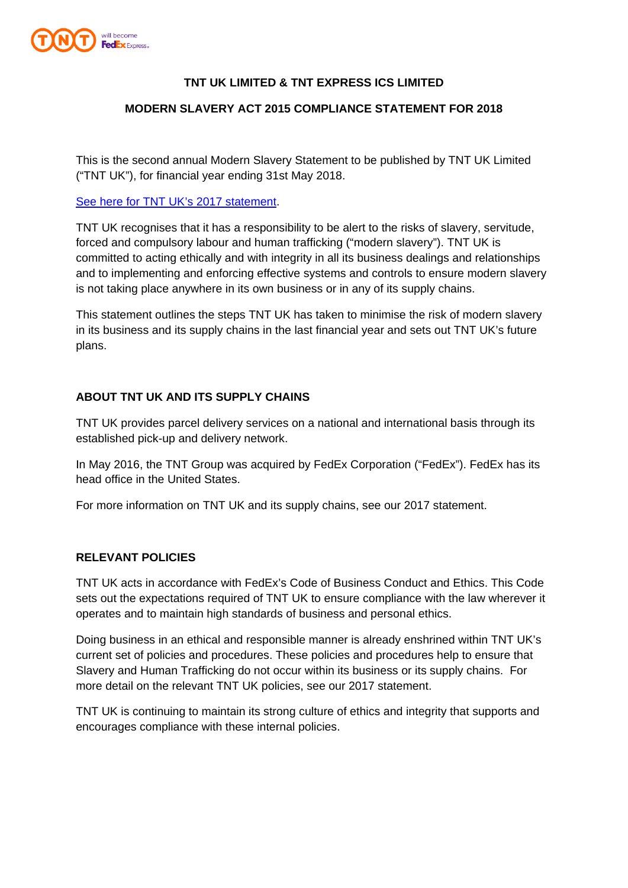# TNT UK LIMITED & TNT EXPRESS ICS LIMITED

## MODERN SLAVERY ACT 2015 COMPLIANCE STATEMENT FOR 2018

This is the second annual Modern Slavery Statement to be published by TNT UK Limited ("TNT UK"), for financial year ending 31st May 2018.

See here for TNT UK's 2017 statement.

TNT UK recognises that it has a responsibility to be alert to the risks of slavery, servitude, forced and compulsory labour and human trafficking ("modern slavery"). TNT UK is committed to acting ethically and with integrity in all its business dealings and relationships and to implementing and enforcing effective systems and controls to ensure modern slavery is not taking place anywhere in its own business or in any of its supply chains.

This statement outlines the steps TNT UK has taken to minimise the risk of modern slavery in its business and its supply chains in the last financial year and sets out TNT UK's future plans.

### ABOUT TNT UK AND ITS SUPPLY CHAINS

TNT UK provides parcel delivery services on a national and international basis through its established pick-up and delivery network.

In May 2016, the TNT Group was acquired by FedEx Corporation ("FedEx"). FedEx has its head office in the United States.

For more information on TNT UK and its supply chains, see our 2017 statement.

### RELEVANT POLICIES

TNT UK acts in accordance with FedEx's Code of Business Conduct and Ethics. This Code sets out the expectations required of TNT UK to ensure compliance with the law wherever it operates and to maintain high standards of business and personal ethics.

Doing business in an ethical and responsible manner is already enshrined within TNT UK's current set of policies and procedures. These policies and procedures help to ensure that Slavery and Human Trafficking do not occur within its business or its supply chains. For more detail on the relevant TNT UK policies, see our 2017 statement.

TNT UK is continuing to maintain its strong culture of ethics and integrity that supports and encourages compliance with these internal policies.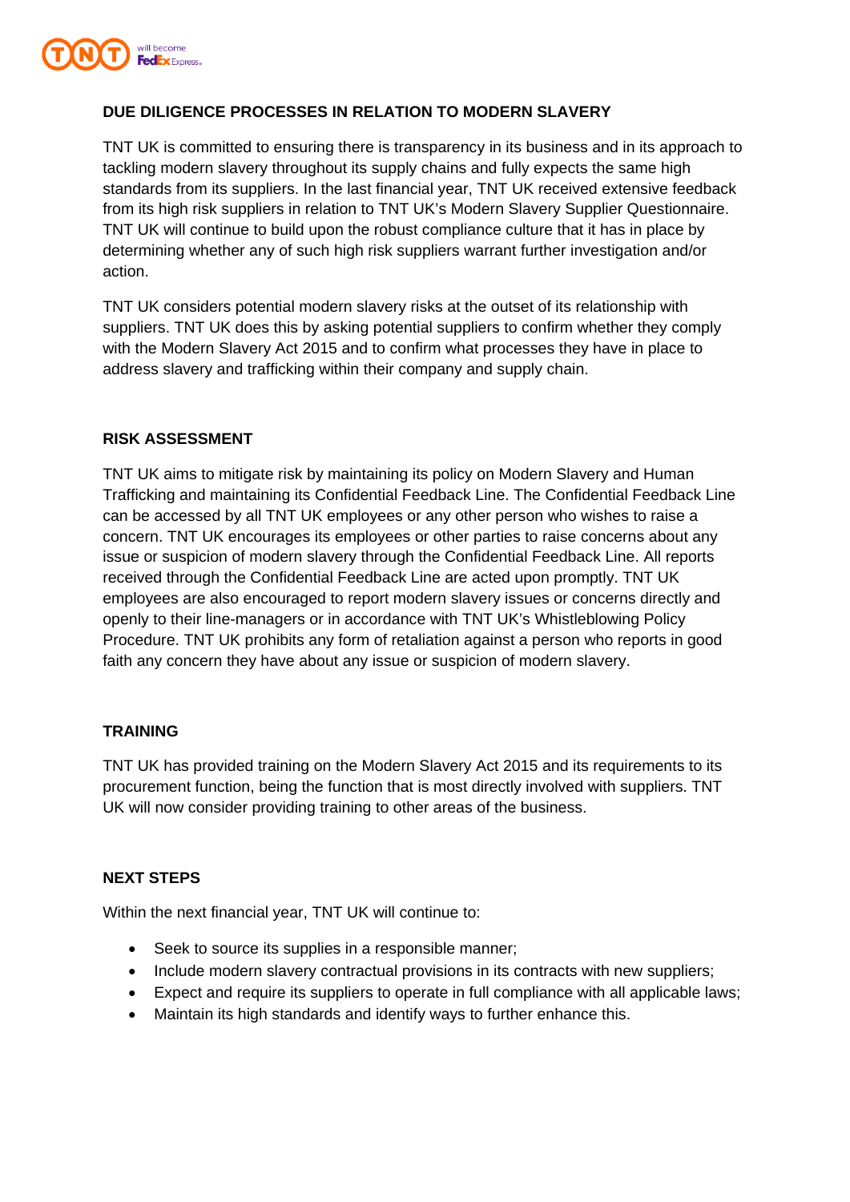## DUE DILIGENCE PROCESSES IN RELATION TO MODERN SLAVERY

TNT UK is committed to ensuring there is transparency in its business and in its approach to tackling modern slavery throughout its supply chains and fully expects the same high standards from its suppliers. In the last financial year, TNT UK received extensive feedback from its high risk suppliers in relation to TNT UK's Modern Slavery Supplier Questionnaire. TNT UK will continue to build upon the robust compliance culture that it has in place by determining whether any of such high risk suppliers warrant further investigation and/or action.

TNT UK considers potential modern slavery risks at the outset of its relationship with suppliers. TNT UK does this by asking potential suppliers to confirm whether they comply with the Modern Slavery Act 2015 and to confirm what processes they have in place to address slavery and trafficking within their company and supply chain.

## RISK ASSESSMENT

TNT UK aims to mitigate risk by maintaining its policy on Modern Slavery and Human Trafficking and maintaining its Confidential Feedback Line. The Confidential Feedback Line can be accessed by all TNT UK employees or any other person who wishes to raise a concern. TNT UK encourages its employees or other parties to raise concerns about any issue or suspicion of modern slavery through the Confidential Feedback Line. All reports received through the Confidential Feedback Line are acted upon promptly. TNT UK employees are also encouraged to report modern slavery issues or concerns directly and openly to their line-managers or in accordance with TNT UK's Whistleblowing Policy Procedure. TNT UK prohibits any form of retaliation against a person who reports in good faith any concern they have about any issue or suspicion of modern slavery.

## TRAINING

TNT UK has provided training on the Modern Slavery Act 2015 and its requirements to its procurement function, being the function that is most directly involved with suppliers. TNT UK will now consider providing training to other areas of the business.

## NEXT STEPS

Within the next financial year, TNT UK will continue to:

- Seek to source its supplies in a responsible manner;
- Include modern slavery contractual provisions in its contracts with new suppliers;
- Expect and require its suppliers to operate in full compliance with all applicable laws;
- Maintain its high standards and identify ways to further enhance this.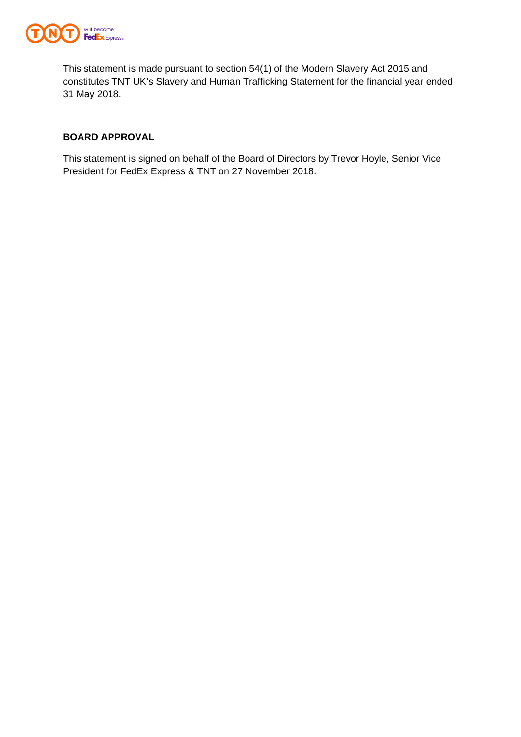This statement is made pursuant to section 54(1) of the Modern Slavery Act 2015 and constitutes TNT UK's Slavery and Human Trafficking Statement for the financial year ended 31 May 2018.

## BOARD APPROVAL

This statement is signed on behalf of the Board of Directors by Trevor Hoyle, Senior Vice President for FedEx Express & TNT on 27 November 2018.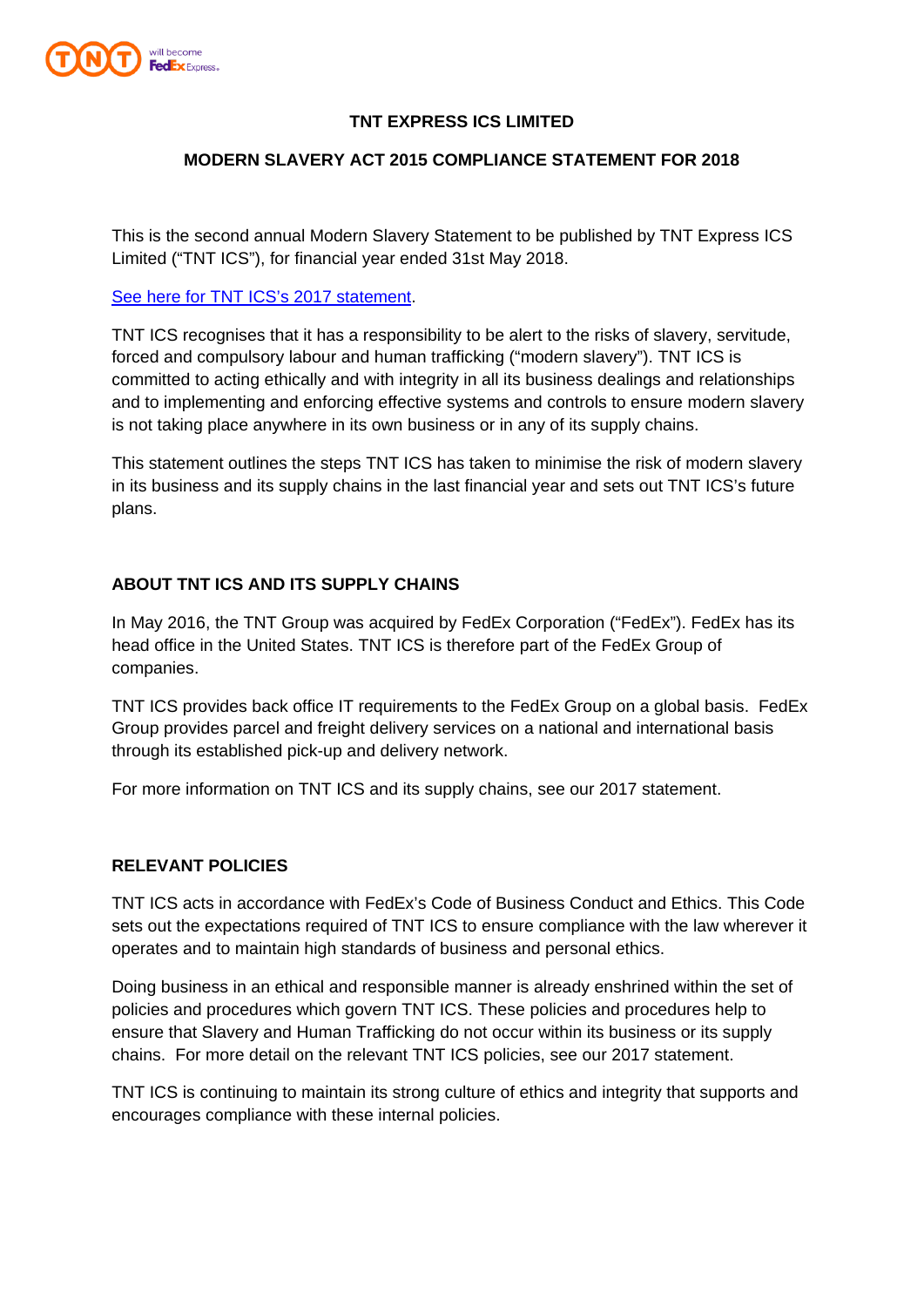**TNT EXPRESS ICS LIMITED**

**MODERN SLAVERY ACT 2015 COMPLIANCE STATEMENT FOR 2018**

This is the second annual Modern Slavery Statement to be published by TNT Express ICS Limited ("TNT ICS"), for financial year ended 31st May 2018.

See here for TNT ICS's 2017 statement.

TNT ICS recognises that it has a responsibility to be alert to the risks of slavery, servitude, forced and compulsory labour and human trafficking ("modern slavery"). TNT ICS is committed to acting ethically and with integrity in all its business dealings and relationships and to implementing and enforcing effective systems and controls to ensure modern slavery is not taking place anywhere in its own business or in any of its supply chains.

This statement outlines the steps TNT ICS has taken to minimise the risk of modern slavery in its business and its supply chains in the last financial year and sets out TNT ICS's future plans.

## ABOUT TNT ICS AND ITS SUPPLY CHAINS

In May 2016, the TNT Group was acquired by FedEx Corporation ("FedEx"). FedEx has its head office in the United States. TNT ICS is therefore part of the FedEx Group of companies.

TNT ICS provides back office IT requirements to the FedEx Group on a global basis. FedEx Group provides parcel and freight delivery services on a national and international basis through its established pick-up and delivery network.

For more information on TNT ICS and its supply chains, see our 2017 statement.

## RELEVANT POLICIES

TNT ICS acts in accordance with FedEx's Code of Business Conduct and Ethics. This Code sets out the expectations required of TNT ICS to ensure compliance with the law wherever it operates and to maintain high standards of business and personal ethics.

Doing business in an ethical and responsible manner is already enshrined within the set of policies and procedures which govern TNT ICS. These policies and procedures help to ensure that Slavery and Human Trafficking do not occur within its business or its supply chains. For more detail on the relevant TNT ICS policies, see our 2017 statement.

TNT ICS is continuing to maintain its strong culture of ethics and integrity that supports and encourages compliance with these internal policies.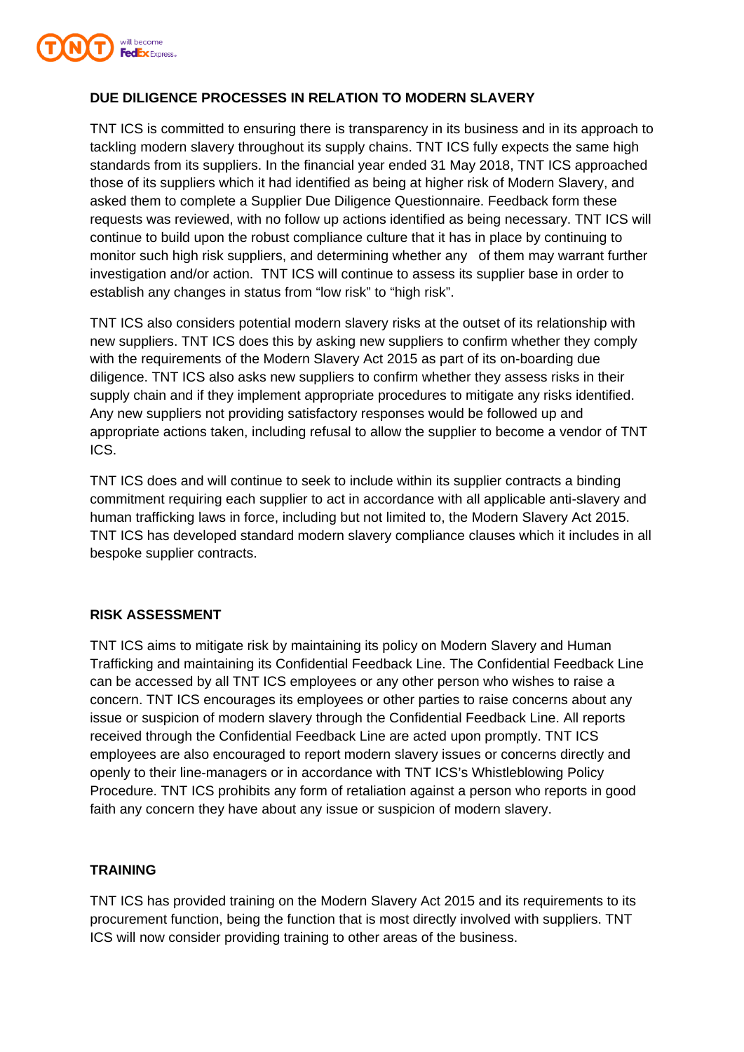## DUE DILIGENCE PROCESSES IN RELATION TO MODERN SLAVERY

TNT ICS is committed to ensuring there is transparency in its business and in its approach to tackling modern slavery throughout its supply chains. TNT ICS fully expects the same high standards from its suppliers. In the financial year ended 31 May 2018, TNT ICS approached those of its suppliers which it had identified as being at higher risk of Modern Slavery, and asked them to complete a Supplier Due Diligence Questionnaire. Feedback form these requests was reviewed, with no follow up actions identified as being necessary. TNT ICS will continue to build upon the robust compliance culture that it has in place by continuing to monitor such high risk suppliers, and determining whether any of them may warrant further investigation and/or action. TNT ICS will continue to assess its supplier base in order to establish any changes in status from "low risk" to "high risk".

TNT ICS also considers potential modern slavery risks at the outset of its relationship with new suppliers. TNT ICS does this by asking new suppliers to confirm whether they comply with the requirements of the Modern Slavery Act 2015 as part of its on-boarding due diligence. TNT ICS also asks new suppliers to confirm whether they assess risks in their supply chain and if they implement appropriate procedures to mitigate any risks identified. Any new suppliers not providing satisfactory responses would be followed up and appropriate actions taken, including refusal to allow the supplier to become a vendor of TNT ICS.

TNT ICS does and will continue to seek to include within its supplier contracts a binding commitment requiring each supplier to act in accordance with all applicable anti-slavery and human trafficking laws in force, including but not limited to, the Modern Slavery Act 2015. TNT ICS has developed standard modern slavery compliance clauses which it includes in all bespoke supplier contracts.

## RISK ASSESSMENT

TNT ICS aims to mitigate risk by maintaining its policy on Modern Slavery and Human Trafficking and maintaining its Confidential Feedback Line. The Confidential Feedback Line can be accessed by all TNT ICS employees or any other person who wishes to raise a concern. TNT ICS encourages its employees or other parties to raise concerns about any issue or suspicion of modern slavery through the Confidential Feedback Line. All reports received through the Confidential Feedback Line are acted upon promptly. TNT ICS employees are also encouraged to report modern slavery issues or concerns directly and openly to their line-managers or in accordance with TNT ICS's Whistleblowing Policy Procedure. TNT ICS prohibits any form of retaliation against a person who reports in good faith any concern they have about any issue or suspicion of modern slavery.

## TRAINING

TNT ICS has provided training on the Modern Slavery Act 2015 and its requirements to its procurement function, being the function that is most directly involved with suppliers. TNT ICS will now consider providing training to other areas of the business.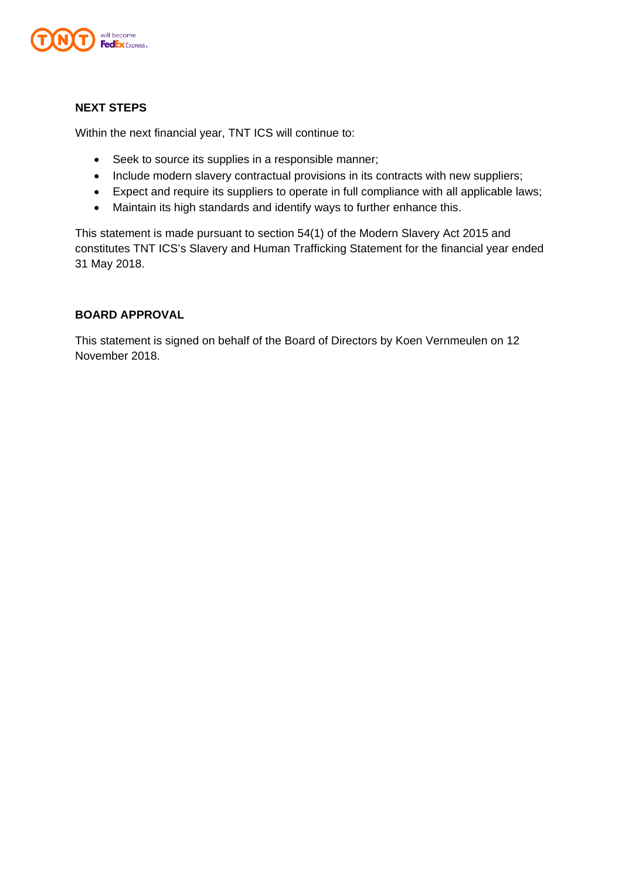## NEXT STEPS

Within the next financial year, TNT ICS will continue to:

- Seek to source its supplies in a responsible manner;
- Include modern slavery contractual provisions in its contracts with new suppliers;
- Expect and require its suppliers to operate in full compliance with all applicable laws;
- Maintain its high standards and identify ways to further enhance this.

This statement is made pursuant to section 54(1) of the Modern Slavery Act 2015 and constitutes TNT ICS's Slavery and Human Trafficking Statement for the financial year ended 31 May 2018.

## BOARD APPROVAL

This statement is signed on behalf of the Board of Directors by Koen Vernmeulen on 12 November 2018.